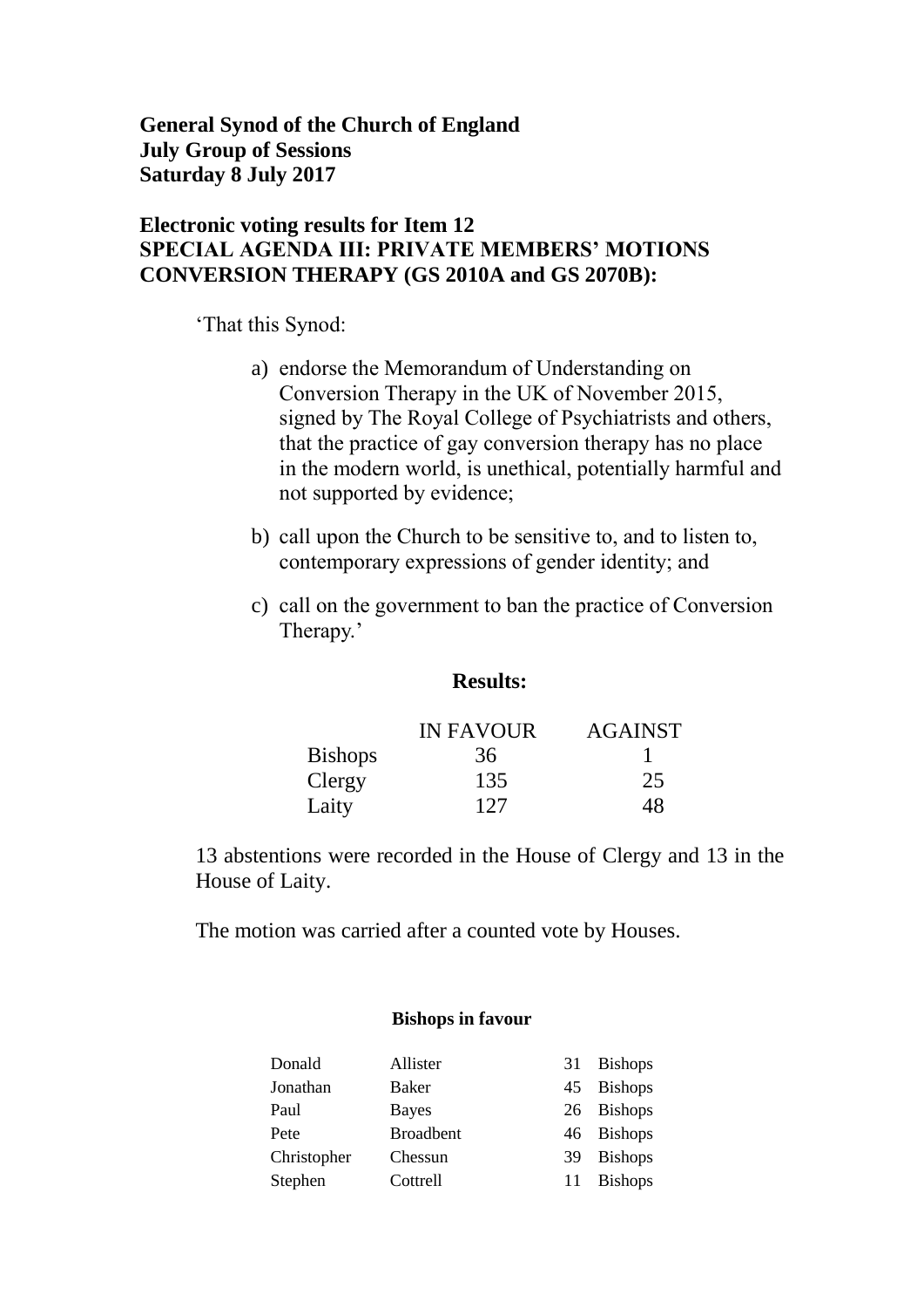**General Synod of the Church of England**
**July Group of Sessions**
**Saturday 8 July 2017**

**Electronic voting results for Item 12**
**SPECIAL AGENDA III: PRIVATE MEMBERS' MOTIONS**
**CONVERSION THERAPY (GS 2010A and GS 2070B):**

'That this Synod:

a) endorse the Memorandum of Understanding on Conversion Therapy in the UK of November 2015, signed by The Royal College of Psychiatrists and others, that the practice of gay conversion therapy has no place in the modern world, is unethical, potentially harmful and not supported by evidence;

b) call upon the Church to be sensitive to, and to listen to, contemporary expressions of gender identity; and

c) call on the government to ban the practice of Conversion Therapy.'

**Results:**

| | IN FAVOUR | AGAINST |
|---|---|---|
| Bishops | 36 | 1 |
| Clergy | 135 | 25 |
| Laity | 127 | 48 |

13 abstentions were recorded in the House of Clergy and 13 in the House of Laity.

The motion was carried after a counted vote by Houses.

**Bishops in favour**

| | | | |
|---|---|---|---|
| Donald | Allister | 31 | Bishops |
| Jonathan | Baker | 45 | Bishops |
| Paul | Bayes | 26 | Bishops |
| Pete | Broadbent | 46 | Bishops |
| Christopher | Chessun | 39 | Bishops |
| Stephen | Cottrell | 11 | Bishops |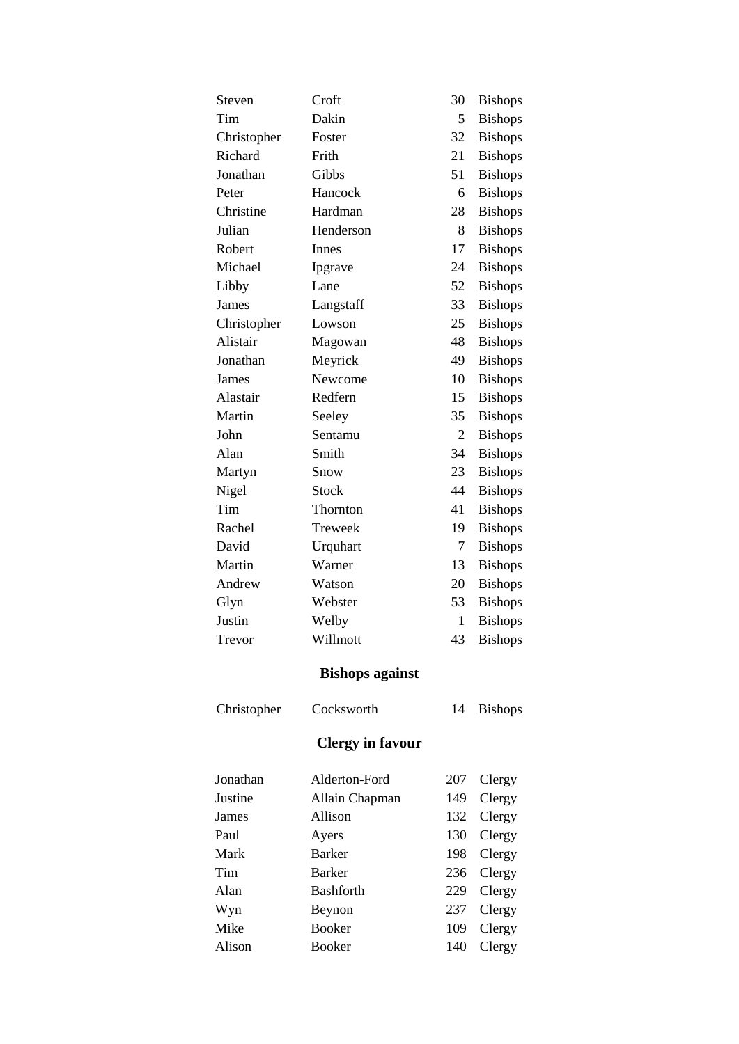| | | | |
|---|---|---|---|
| Steven | Croft | 30 | Bishops |
| Tim | Dakin | 5 | Bishops |
| Christopher | Foster | 32 | Bishops |
| Richard | Frith | 21 | Bishops |
| Jonathan | Gibbs | 51 | Bishops |
| Peter | Hancock | 6 | Bishops |
| Christine | Hardman | 28 | Bishops |
| Julian | Henderson | 8 | Bishops |
| Robert | Innes | 17 | Bishops |
| Michael | Ipgrave | 24 | Bishops |
| Libby | Lane | 52 | Bishops |
| James | Langstaff | 33 | Bishops |
| Christopher | Lowson | 25 | Bishops |
| Alistair | Magowan | 48 | Bishops |
| Jonathan | Meyrick | 49 | Bishops |
| James | Newcome | 10 | Bishops |
| Alastair | Redfern | 15 | Bishops |
| Martin | Seeley | 35 | Bishops |
| John | Sentamu | 2 | Bishops |
| Alan | Smith | 34 | Bishops |
| Martyn | Snow | 23 | Bishops |
| Nigel | Stock | 44 | Bishops |
| Tim | Thornton | 41 | Bishops |
| Rachel | Treweek | 19 | Bishops |
| David | Urquhart | 7 | Bishops |
| Martin | Warner | 13 | Bishops |
| Andrew | Watson | 20 | Bishops |
| Glyn | Webster | 53 | Bishops |
| Justin | Welby | 1 | Bishops |
| Trevor | Willmott | 43 | Bishops |

## Bishops against

| | | | |
|---|---|---|---|
| Christopher | Cocksworth | 14 | Bishops |

## Clergy in favour

| | | | |
|---|---|---|---|
| Jonathan | Alderton-Ford | 207 | Clergy |
| Justine | Allain Chapman | 149 | Clergy |
| James | Allison | 132 | Clergy |
| Paul | Ayers | 130 | Clergy |
| Mark | Barker | 198 | Clergy |
| Tim | Barker | 236 | Clergy |
| Alan | Bashforth | 229 | Clergy |
| Wyn | Beynon | 237 | Clergy |
| Mike | Booker | 109 | Clergy |
| Alison | Booker | 140 | Clergy |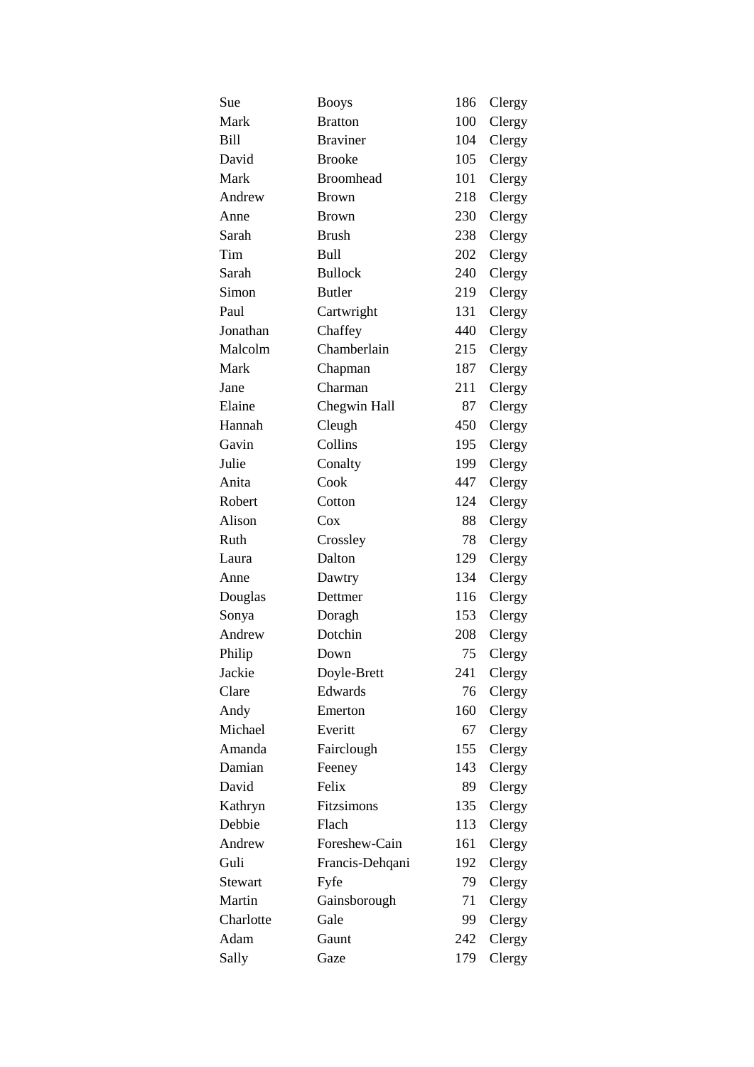| | | | |
|---|---|---|---|
| Sue | Booys | 186 | Clergy |
| Mark | Bratton | 100 | Clergy |
| Bill | Braviner | 104 | Clergy |
| David | Brooke | 105 | Clergy |
| Mark | Broomhead | 101 | Clergy |
| Andrew | Brown | 218 | Clergy |
| Anne | Brown | 230 | Clergy |
| Sarah | Brush | 238 | Clergy |
| Tim | Bull | 202 | Clergy |
| Sarah | Bullock | 240 | Clergy |
| Simon | Butler | 219 | Clergy |
| Paul | Cartwright | 131 | Clergy |
| Jonathan | Chaffey | 440 | Clergy |
| Malcolm | Chamberlain | 215 | Clergy |
| Mark | Chapman | 187 | Clergy |
| Jane | Charman | 211 | Clergy |
| Elaine | Chegwin Hall | 87 | Clergy |
| Hannah | Cleugh | 450 | Clergy |
| Gavin | Collins | 195 | Clergy |
| Julie | Conalty | 199 | Clergy |
| Anita | Cook | 447 | Clergy |
| Robert | Cotton | 124 | Clergy |
| Alison | Cox | 88 | Clergy |
| Ruth | Crossley | 78 | Clergy |
| Laura | Dalton | 129 | Clergy |
| Anne | Dawtry | 134 | Clergy |
| Douglas | Dettmer | 116 | Clergy |
| Sonya | Doragh | 153 | Clergy |
| Andrew | Dotchin | 208 | Clergy |
| Philip | Down | 75 | Clergy |
| Jackie | Doyle-Brett | 241 | Clergy |
| Clare | Edwards | 76 | Clergy |
| Andy | Emerton | 160 | Clergy |
| Michael | Everitt | 67 | Clergy |
| Amanda | Fairclough | 155 | Clergy |
| Damian | Feeney | 143 | Clergy |
| David | Felix | 89 | Clergy |
| Kathryn | Fitzsimons | 135 | Clergy |
| Debbie | Flach | 113 | Clergy |
| Andrew | Foreshew-Cain | 161 | Clergy |
| Guli | Francis-Dehqani | 192 | Clergy |
| Stewart | Fyfe | 79 | Clergy |
| Martin | Gainsborough | 71 | Clergy |
| Charlotte | Gale | 99 | Clergy |
| Adam | Gaunt | 242 | Clergy |
| Sally | Gaze | 179 | Clergy |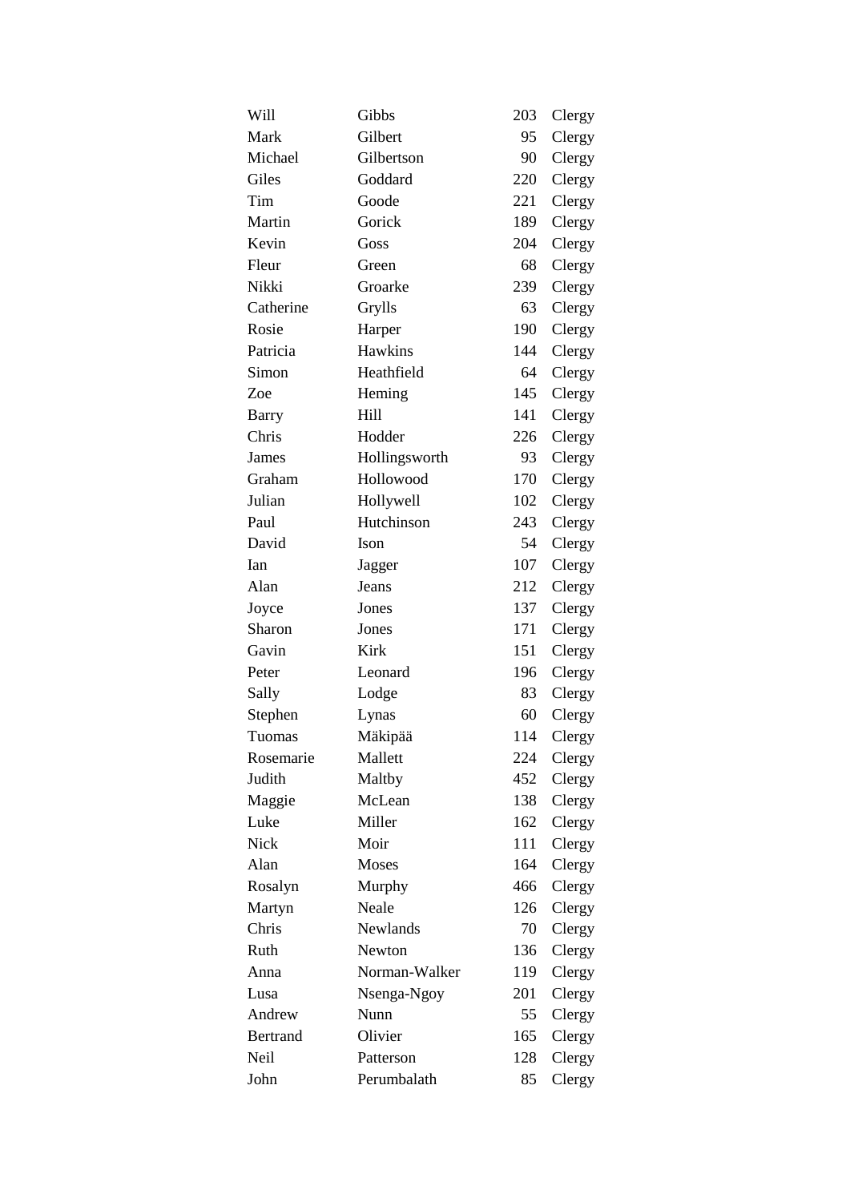| | | | |
|---|---|---|---|
| Will | Gibbs | 203 | Clergy |
| Mark | Gilbert | 95 | Clergy |
| Michael | Gilbertson | 90 | Clergy |
| Giles | Goddard | 220 | Clergy |
| Tim | Goode | 221 | Clergy |
| Martin | Gorick | 189 | Clergy |
| Kevin | Goss | 204 | Clergy |
| Fleur | Green | 68 | Clergy |
| Nikki | Groarke | 239 | Clergy |
| Catherine | Grylls | 63 | Clergy |
| Rosie | Harper | 190 | Clergy |
| Patricia | Hawkins | 144 | Clergy |
| Simon | Heathfield | 64 | Clergy |
| Zoe | Heming | 145 | Clergy |
| Barry | Hill | 141 | Clergy |
| Chris | Hodder | 226 | Clergy |
| James | Hollingsworth | 93 | Clergy |
| Graham | Hollowood | 170 | Clergy |
| Julian | Hollywell | 102 | Clergy |
| Paul | Hutchinson | 243 | Clergy |
| David | Ison | 54 | Clergy |
| Ian | Jagger | 107 | Clergy |
| Alan | Jeans | 212 | Clergy |
| Joyce | Jones | 137 | Clergy |
| Sharon | Jones | 171 | Clergy |
| Gavin | Kirk | 151 | Clergy |
| Peter | Leonard | 196 | Clergy |
| Sally | Lodge | 83 | Clergy |
| Stephen | Lynas | 60 | Clergy |
| Tuomas | Mäkipää | 114 | Clergy |
| Rosemarie | Mallett | 224 | Clergy |
| Judith | Maltby | 452 | Clergy |
| Maggie | McLean | 138 | Clergy |
| Luke | Miller | 162 | Clergy |
| Nick | Moir | 111 | Clergy |
| Alan | Moses | 164 | Clergy |
| Rosalyn | Murphy | 466 | Clergy |
| Martyn | Neale | 126 | Clergy |
| Chris | Newlands | 70 | Clergy |
| Ruth | Newton | 136 | Clergy |
| Anna | Norman-Walker | 119 | Clergy |
| Lusa | Nsenga-Ngoy | 201 | Clergy |
| Andrew | Nunn | 55 | Clergy |
| Bertrand | Olivier | 165 | Clergy |
| Neil | Patterson | 128 | Clergy |
| John | Perumbalath | 85 | Clergy |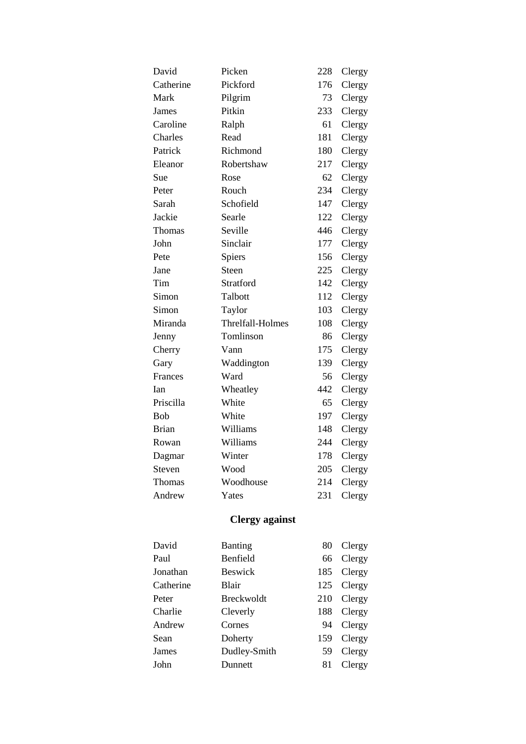| | | | |
|---|---|---|---|
| David | Picken | 228 | Clergy |
| Catherine | Pickford | 176 | Clergy |
| Mark | Pilgrim | 73 | Clergy |
| James | Pitkin | 233 | Clergy |
| Caroline | Ralph | 61 | Clergy |
| Charles | Read | 181 | Clergy |
| Patrick | Richmond | 180 | Clergy |
| Eleanor | Robertshaw | 217 | Clergy |
| Sue | Rose | 62 | Clergy |
| Peter | Rouch | 234 | Clergy |
| Sarah | Schofield | 147 | Clergy |
| Jackie | Searle | 122 | Clergy |
| Thomas | Seville | 446 | Clergy |
| John | Sinclair | 177 | Clergy |
| Pete | Spiers | 156 | Clergy |
| Jane | Steen | 225 | Clergy |
| Tim | Stratford | 142 | Clergy |
| Simon | Talbott | 112 | Clergy |
| Simon | Taylor | 103 | Clergy |
| Miranda | Threlfall-Holmes | 108 | Clergy |
| Jenny | Tomlinson | 86 | Clergy |
| Cherry | Vann | 175 | Clergy |
| Gary | Waddington | 139 | Clergy |
| Frances | Ward | 56 | Clergy |
| Ian | Wheatley | 442 | Clergy |
| Priscilla | White | 65 | Clergy |
| Bob | White | 197 | Clergy |
| Brian | Williams | 148 | Clergy |
| Rowan | Williams | 244 | Clergy |
| Dagmar | Winter | 178 | Clergy |
| Steven | Wood | 205 | Clergy |
| Thomas | Woodhouse | 214 | Clergy |
| Andrew | Yates | 231 | Clergy |

## Clergy against

| | | | |
|---|---|---|---|
| David | Banting | 80 | Clergy |
| Paul | Benfield | 66 | Clergy |
| Jonathan | Beswick | 185 | Clergy |
| Catherine | Blair | 125 | Clergy |
| Peter | Breckwoldt | 210 | Clergy |
| Charlie | Cleverly | 188 | Clergy |
| Andrew | Cornes | 94 | Clergy |
| Sean | Doherty | 159 | Clergy |
| James | Dudley-Smith | 59 | Clergy |
| John | Dunnett | 81 | Clergy |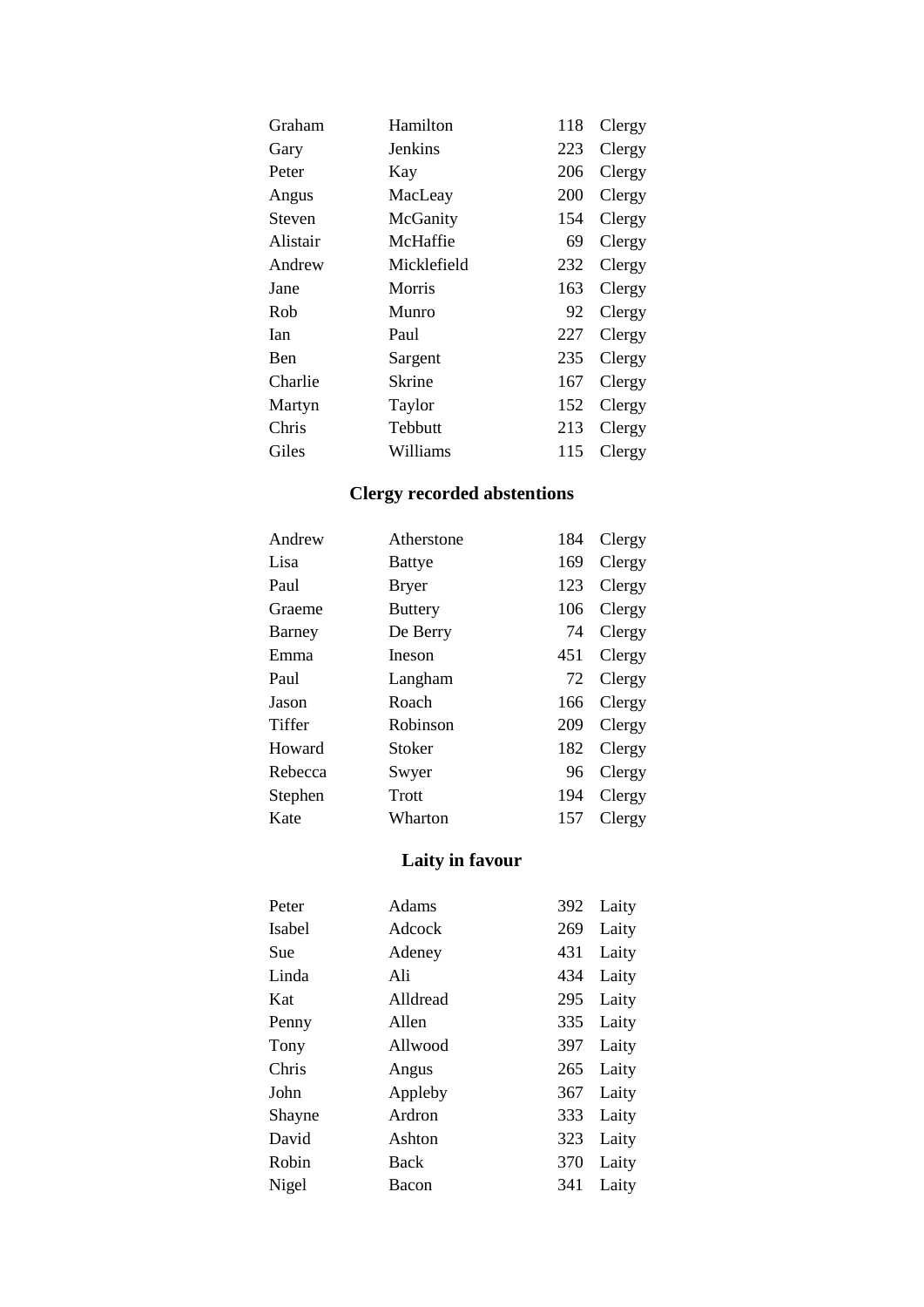| | | | |
|---|---|---|---|
| Graham | Hamilton | 118 | Clergy |
| Gary | Jenkins | 223 | Clergy |
| Peter | Kay | 206 | Clergy |
| Angus | MacLeay | 200 | Clergy |
| Steven | McGanity | 154 | Clergy |
| Alistair | McHaffie | 69 | Clergy |
| Andrew | Micklefield | 232 | Clergy |
| Jane | Morris | 163 | Clergy |
| Rob | Munro | 92 | Clergy |
| Ian | Paul | 227 | Clergy |
| Ben | Sargent | 235 | Clergy |
| Charlie | Skrine | 167 | Clergy |
| Martyn | Taylor | 152 | Clergy |
| Chris | Tebbutt | 213 | Clergy |
| Giles | Williams | 115 | Clergy |

## Clergy recorded abstentions

| | | | |
|---|---|---|---|
| Andrew | Atherstone | 184 | Clergy |
| Lisa | Battye | 169 | Clergy |
| Paul | Bryer | 123 | Clergy |
| Graeme | Buttery | 106 | Clergy |
| Barney | De Berry | 74 | Clergy |
| Emma | Ineson | 451 | Clergy |
| Paul | Langham | 72 | Clergy |
| Jason | Roach | 166 | Clergy |
| Tiffer | Robinson | 209 | Clergy |
| Howard | Stoker | 182 | Clergy |
| Rebecca | Swyer | 96 | Clergy |
| Stephen | Trott | 194 | Clergy |
| Kate | Wharton | 157 | Clergy |

## Laity in favour

| | | | |
|---|---|---|---|
| Peter | Adams | 392 | Laity |
| Isabel | Adcock | 269 | Laity |
| Sue | Adeney | 431 | Laity |
| Linda | Ali | 434 | Laity |
| Kat | Alldread | 295 | Laity |
| Penny | Allen | 335 | Laity |
| Tony | Allwood | 397 | Laity |
| Chris | Angus | 265 | Laity |
| John | Appleby | 367 | Laity |
| Shayne | Ardron | 333 | Laity |
| David | Ashton | 323 | Laity |
| Robin | Back | 370 | Laity |
| Nigel | Bacon | 341 | Laity |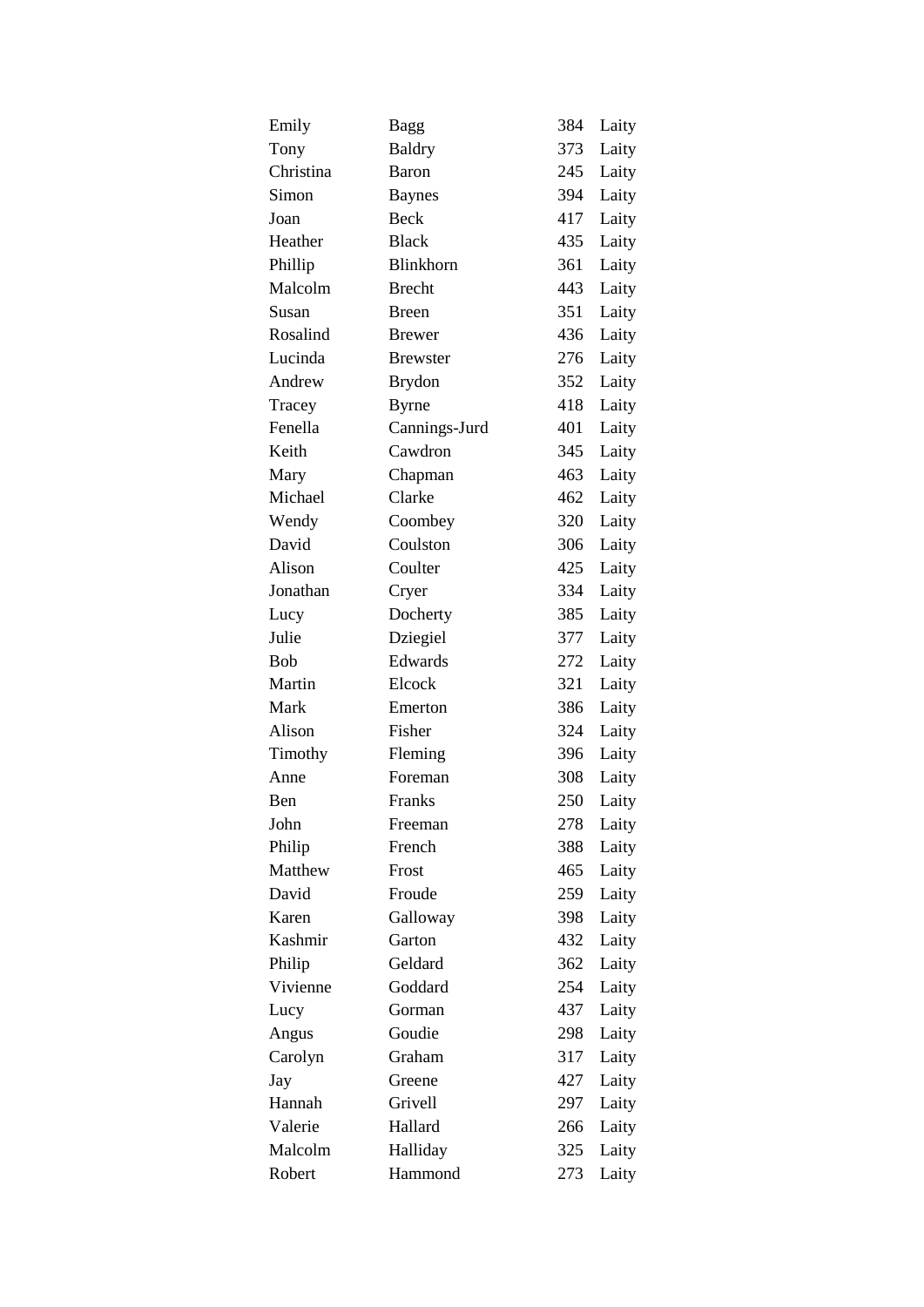| | | | |
|---|---|---|---|
| Emily | Bagg | 384 | Laity |
| Tony | Baldry | 373 | Laity |
| Christina | Baron | 245 | Laity |
| Simon | Baynes | 394 | Laity |
| Joan | Beck | 417 | Laity |
| Heather | Black | 435 | Laity |
| Phillip | Blinkhorn | 361 | Laity |
| Malcolm | Brecht | 443 | Laity |
| Susan | Breen | 351 | Laity |
| Rosalind | Brewer | 436 | Laity |
| Lucinda | Brewster | 276 | Laity |
| Andrew | Brydon | 352 | Laity |
| Tracey | Byrne | 418 | Laity |
| Fenella | Cannings-Jurd | 401 | Laity |
| Keith | Cawdron | 345 | Laity |
| Mary | Chapman | 463 | Laity |
| Michael | Clarke | 462 | Laity |
| Wendy | Coombey | 320 | Laity |
| David | Coulston | 306 | Laity |
| Alison | Coulter | 425 | Laity |
| Jonathan | Cryer | 334 | Laity |
| Lucy | Docherty | 385 | Laity |
| Julie | Dziegiel | 377 | Laity |
| Bob | Edwards | 272 | Laity |
| Martin | Elcock | 321 | Laity |
| Mark | Emerton | 386 | Laity |
| Alison | Fisher | 324 | Laity |
| Timothy | Fleming | 396 | Laity |
| Anne | Foreman | 308 | Laity |
| Ben | Franks | 250 | Laity |
| John | Freeman | 278 | Laity |
| Philip | French | 388 | Laity |
| Matthew | Frost | 465 | Laity |
| David | Froude | 259 | Laity |
| Karen | Galloway | 398 | Laity |
| Kashmir | Garton | 432 | Laity |
| Philip | Geldard | 362 | Laity |
| Vivienne | Goddard | 254 | Laity |
| Lucy | Gorman | 437 | Laity |
| Angus | Goudie | 298 | Laity |
| Carolyn | Graham | 317 | Laity |
| Jay | Greene | 427 | Laity |
| Hannah | Grivell | 297 | Laity |
| Valerie | Hallard | 266 | Laity |
| Malcolm | Halliday | 325 | Laity |
| Robert | Hammond | 273 | Laity |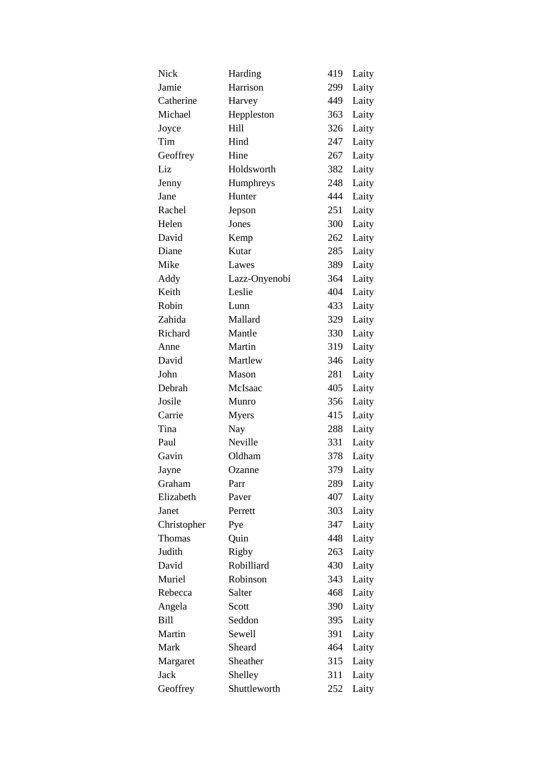| Nick | Harding | 419 | Laity |
|---|---|---|---|
| Jamie | Harrison | 299 | Laity |
| Catherine | Harvey | 449 | Laity |
| Michael | Heppleston | 363 | Laity |
| Joyce | Hill | 326 | Laity |
| Tim | Hind | 247 | Laity |
| Geoffrey | Hine | 267 | Laity |
| Liz | Holdsworth | 382 | Laity |
| Jenny | Humphreys | 248 | Laity |
| Jane | Hunter | 444 | Laity |
| Rachel | Jepson | 251 | Laity |
| Helen | Jones | 300 | Laity |
| David | Kemp | 262 | Laity |
| Diane | Kutar | 285 | Laity |
| Mike | Lawes | 389 | Laity |
| Addy | Lazz-Onyenobi | 364 | Laity |
| Keith | Leslie | 404 | Laity |
| Robin | Lunn | 433 | Laity |
| Zahida | Mallard | 329 | Laity |
| Richard | Mantle | 330 | Laity |
| Anne | Martin | 319 | Laity |
| David | Martlew | 346 | Laity |
| John | Mason | 281 | Laity |
| Debrah | McIsaac | 405 | Laity |
| Josile | Munro | 356 | Laity |
| Carrie | Myers | 415 | Laity |
| Tina | Nay | 288 | Laity |
| Paul | Neville | 331 | Laity |
| Gavin | Oldham | 378 | Laity |
| Jayne | Ozanne | 379 | Laity |
| Graham | Parr | 289 | Laity |
| Elizabeth | Paver | 407 | Laity |
| Janet | Perrett | 303 | Laity |
| Christopher | Pye | 347 | Laity |
| Thomas | Quin | 448 | Laity |
| Judith | Rigby | 263 | Laity |
| David | Robilliard | 430 | Laity |
| Muriel | Robinson | 343 | Laity |
| Rebecca | Salter | 468 | Laity |
| Angela | Scott | 390 | Laity |
| Bill | Seddon | 395 | Laity |
| Martin | Sewell | 391 | Laity |
| Mark | Sheard | 464 | Laity |
| Margaret | Sheather | 315 | Laity |
| Jack | Shelley | 311 | Laity |
| Geoffrey | Shuttleworth | 252 | Laity |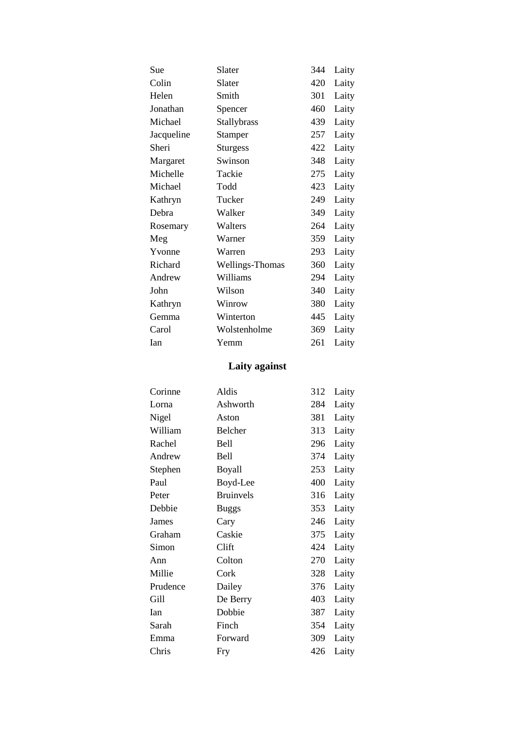| | | | |
|---|---|---|---|
| Sue | Slater | 344 | Laity |
| Colin | Slater | 420 | Laity |
| Helen | Smith | 301 | Laity |
| Jonathan | Spencer | 460 | Laity |
| Michael | Stallybrass | 439 | Laity |
| Jacqueline | Stamper | 257 | Laity |
| Sheri | Sturgess | 422 | Laity |
| Margaret | Swinson | 348 | Laity |
| Michelle | Tackie | 275 | Laity |
| Michael | Todd | 423 | Laity |
| Kathryn | Tucker | 249 | Laity |
| Debra | Walker | 349 | Laity |
| Rosemary | Walters | 264 | Laity |
| Meg | Warner | 359 | Laity |
| Yvonne | Warren | 293 | Laity |
| Richard | Wellings-Thomas | 360 | Laity |
| Andrew | Williams | 294 | Laity |
| John | Wilson | 340 | Laity |
| Kathryn | Winrow | 380 | Laity |
| Gemma | Winterton | 445 | Laity |
| Carol | Wolstenholme | 369 | Laity |
| Ian | Yemm | 261 | Laity |

## Laity against

| | | | |
|---|---|---|---|
| Corinne | Aldis | 312 | Laity |
| Lorna | Ashworth | 284 | Laity |
| Nigel | Aston | 381 | Laity |
| William | Belcher | 313 | Laity |
| Rachel | Bell | 296 | Laity |
| Andrew | Bell | 374 | Laity |
| Stephen | Boyall | 253 | Laity |
| Paul | Boyd-Lee | 400 | Laity |
| Peter | Bruinvels | 316 | Laity |
| Debbie | Buggs | 353 | Laity |
| James | Cary | 246 | Laity |
| Graham | Caskie | 375 | Laity |
| Simon | Clift | 424 | Laity |
| Ann | Colton | 270 | Laity |
| Millie | Cork | 328 | Laity |
| Prudence | Dailey | 376 | Laity |
| Gill | De Berry | 403 | Laity |
| Ian | Dobbie | 387 | Laity |
| Sarah | Finch | 354 | Laity |
| Emma | Forward | 309 | Laity |
| Chris | Fry | 426 | Laity |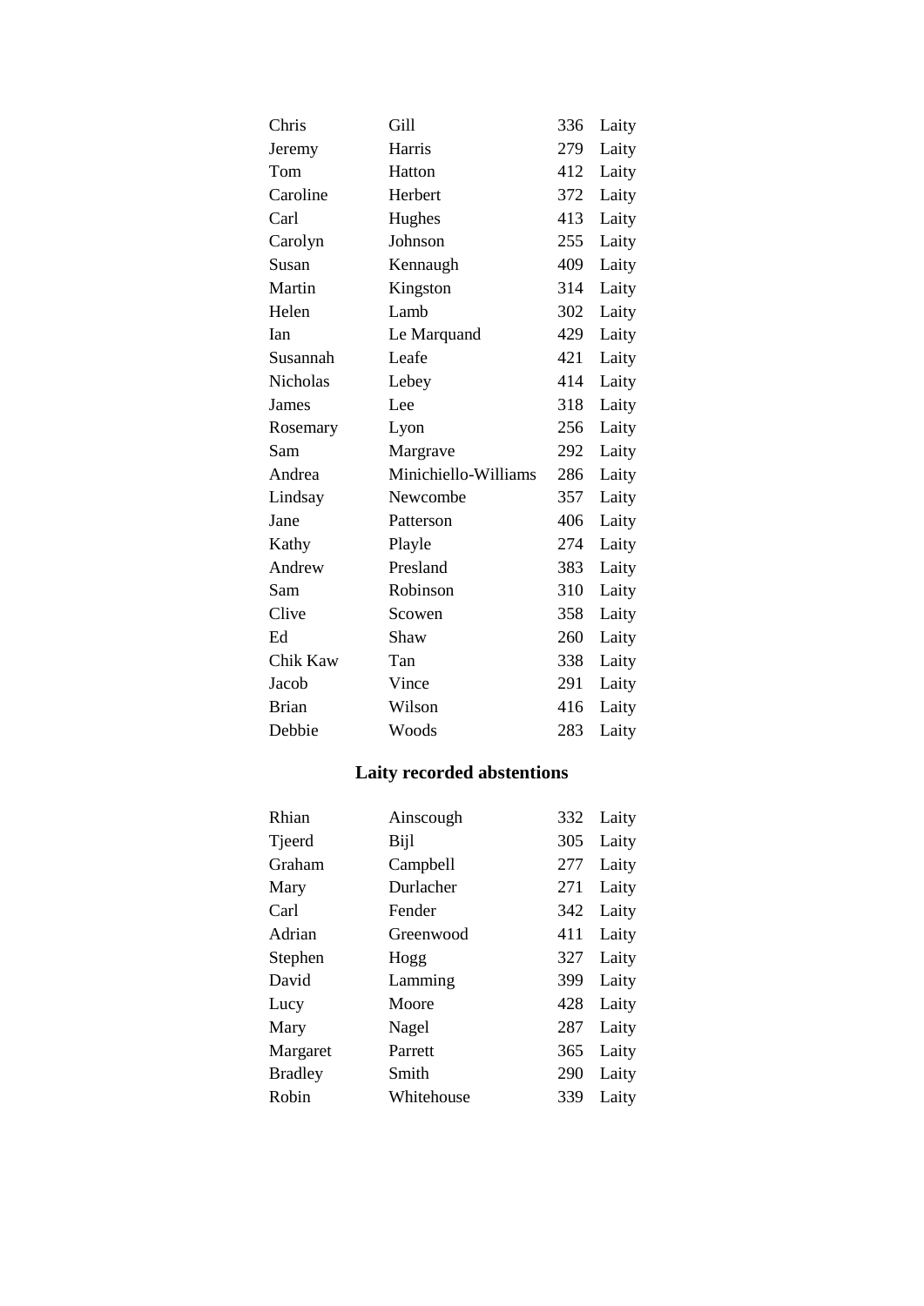| | | | |
|---|---|---|---|
| Chris | Gill | 336 | Laity |
| Jeremy | Harris | 279 | Laity |
| Tom | Hatton | 412 | Laity |
| Caroline | Herbert | 372 | Laity |
| Carl | Hughes | 413 | Laity |
| Carolyn | Johnson | 255 | Laity |
| Susan | Kennaugh | 409 | Laity |
| Martin | Kingston | 314 | Laity |
| Helen | Lamb | 302 | Laity |
| Ian | Le Marquand | 429 | Laity |
| Susannah | Leafe | 421 | Laity |
| Nicholas | Lebey | 414 | Laity |
| James | Lee | 318 | Laity |
| Rosemary | Lyon | 256 | Laity |
| Sam | Margrave | 292 | Laity |
| Andrea | Minichiello-Williams | 286 | Laity |
| Lindsay | Newcombe | 357 | Laity |
| Jane | Patterson | 406 | Laity |
| Kathy | Playle | 274 | Laity |
| Andrew | Presland | 383 | Laity |
| Sam | Robinson | 310 | Laity |
| Clive | Scowen | 358 | Laity |
| Ed | Shaw | 260 | Laity |
| Chik Kaw | Tan | 338 | Laity |
| Jacob | Vince | 291 | Laity |
| Brian | Wilson | 416 | Laity |
| Debbie | Woods | 283 | Laity |

## Laity recorded abstentions

| | | | |
|---|---|---|---|
| Rhian | Ainscough | 332 | Laity |
| Tjeerd | Bijl | 305 | Laity |
| Graham | Campbell | 277 | Laity |
| Mary | Durlacher | 271 | Laity |
| Carl | Fender | 342 | Laity |
| Adrian | Greenwood | 411 | Laity |
| Stephen | Hogg | 327 | Laity |
| David | Lamming | 399 | Laity |
| Lucy | Moore | 428 | Laity |
| Mary | Nagel | 287 | Laity |
| Margaret | Parrett | 365 | Laity |
| Bradley | Smith | 290 | Laity |
| Robin | Whitehouse | 339 | Laity |